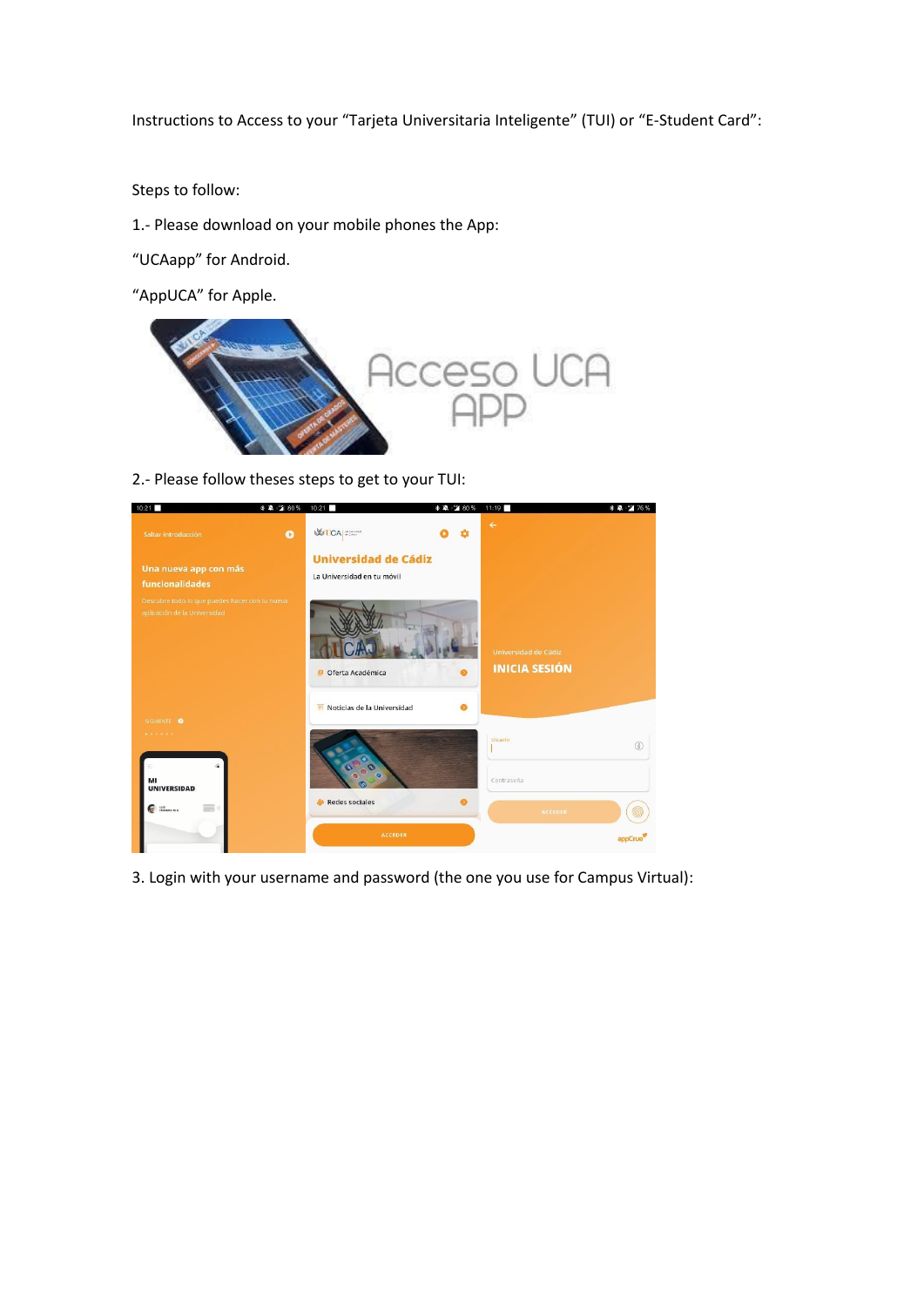Instructions to Access to your "Tarjeta Universitaria Inteligente" (TUI) or "E-Student Card":

Steps to follow:

1.- Please download on your mobile phones the App:

"UCAapp" for Android.

"AppUCA" for Apple.

2.- Please follow theses steps to get to your TUI:

3. Login with your username and password (the one you use for Campus Virtual):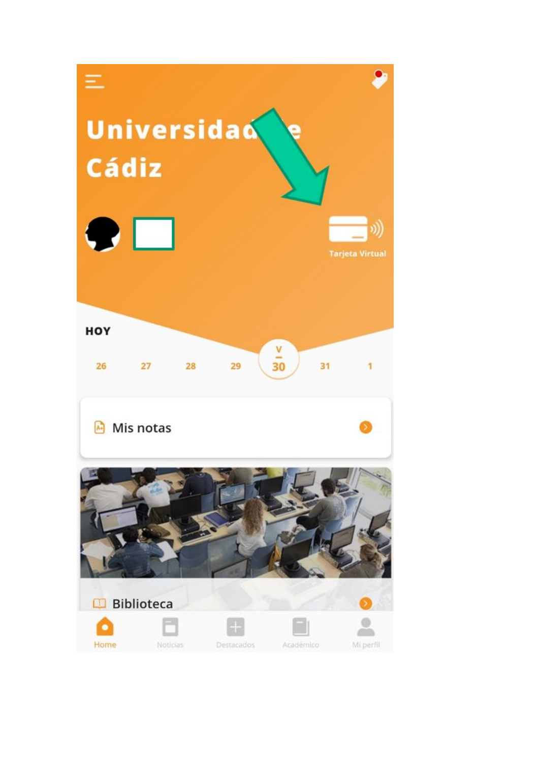Universidad de Cádiz

Tarjeta Virtual

HOY

26 27 28 29 V 30 31 1

Mis notas

Biblioteca

Home Noticias Destacados Académico Mi perfil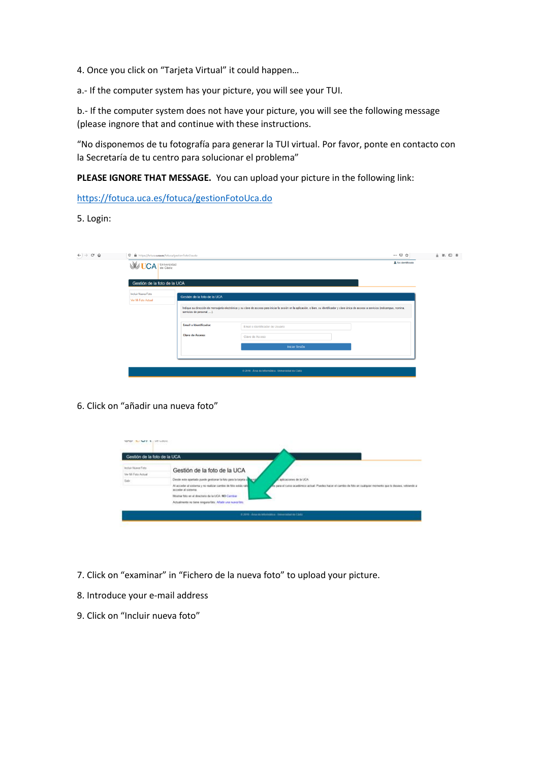4. Once you click on "Tarjeta Virtual" it could happen…

a.- If the computer system has your picture, you will see your TUI.

b.- If the computer system does not have your picture, you will see the following message (please ingnore that and continue with these instructions.

"No disponemos de tu fotografía para generar la TUI virtual. Por favor, ponte en contacto con la Secretaría de tu centro para solucionar el problema"

**PLEASE IGNORE THAT MESSAGE.** You can upload your picture in the following link:

https://fotuca.uca.es/fotuca/gestionFotoUca.do

5. Login:

6. Click on "añadir una nueva foto"

7. Click on "examinar" in "Fichero de la nueva foto" to upload your picture.

8. Introduce your e-mail address

9. Click on "Incluir nueva foto"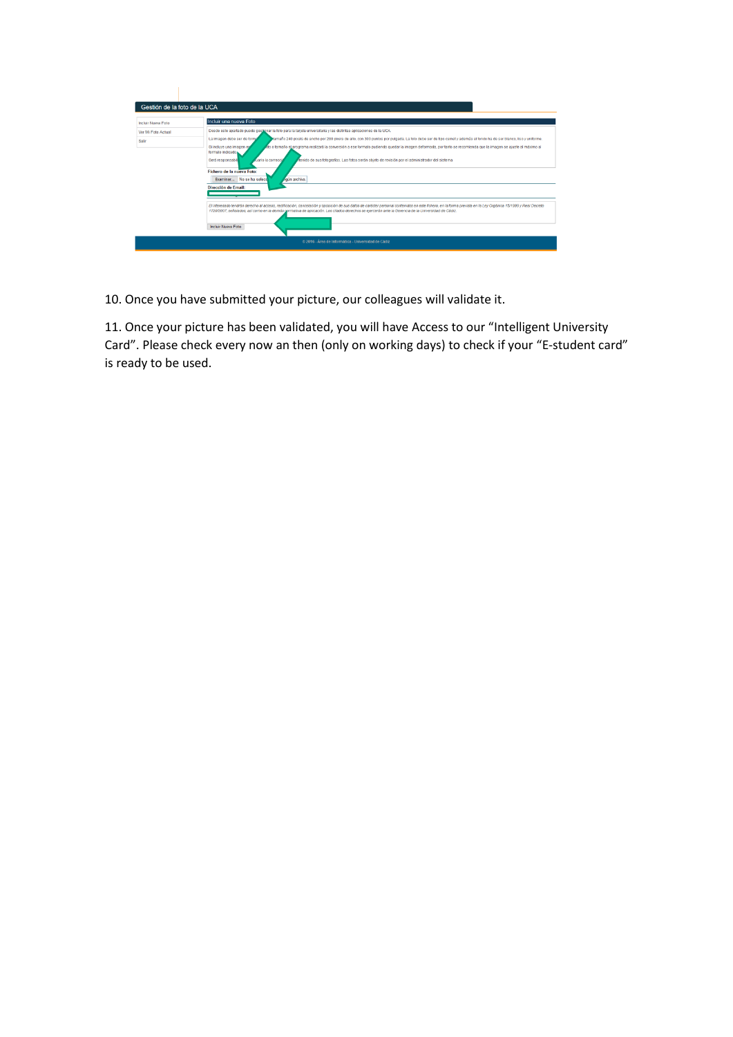10. Once you have submitted your picture, our colleagues will validate it.

11. Once your picture has been validated, you will have Access to our “Intelligent University Card”. Please check every now an then (only on working days) to check if your “E-student card” is ready to be used.